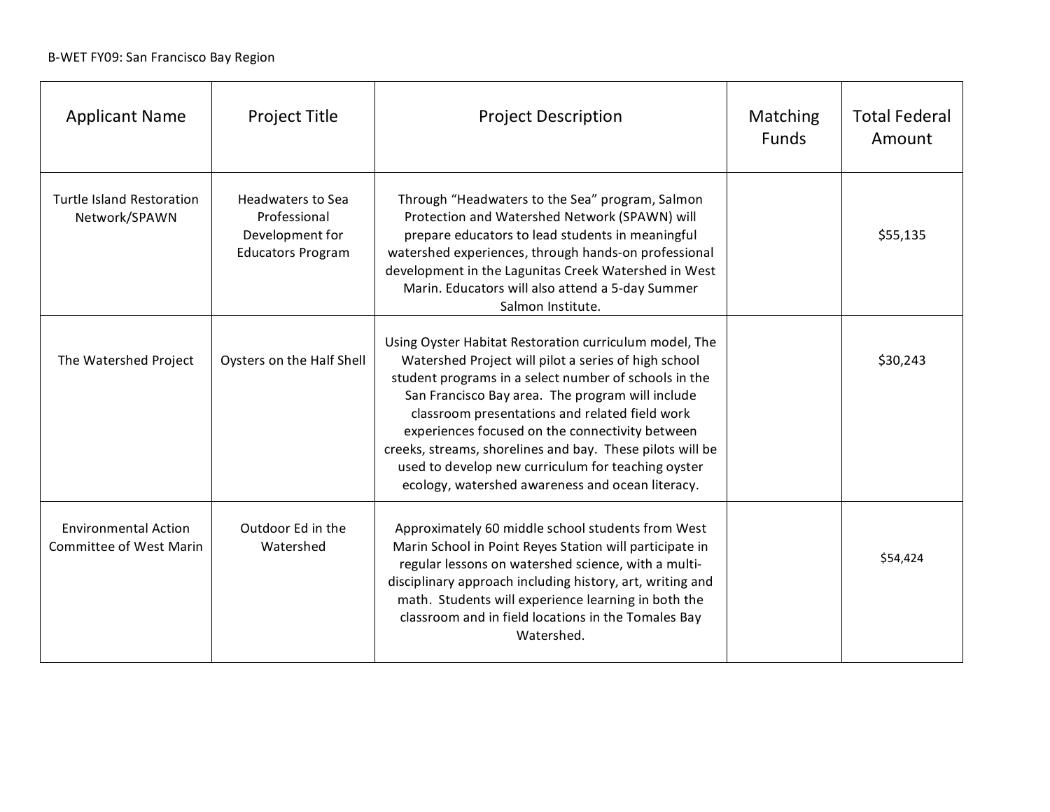B-WET FY09: San Francisco Bay Region

| Applicant Name | Project Title | Project Description | Matching Funds | Total Federal Amount |
|---|---|---|---|---|
| Turtle Island Restoration Network/SPAWN | Headwaters to Sea Professional Development for Educators Program | Through "Headwaters to the Sea" program, Salmon Protection and Watershed Network (SPAWN) will prepare educators to lead students in meaningful watershed experiences, through hands-on professional development in the Lagunitas Creek Watershed in West Marin. Educators will also attend a 5-day Summer Salmon Institute. | | $55,135 |
| The Watershed Project | Oysters on the Half Shell | Using Oyster Habitat Restoration curriculum model, The Watershed Project will pilot a series of high school student programs in a select number of schools in the San Francisco Bay area. The program will include classroom presentations and related field work experiences focused on the connectivity between creeks, streams, shorelines and bay. These pilots will be used to develop new curriculum for teaching oyster ecology, watershed awareness and ocean literacy. | | $30,243 |
| Environmental Action Committee of West Marin | Outdoor Ed in the Watershed | Approximately 60 middle school students from West Marin School in Point Reyes Station will participate in regular lessons on watershed science, with a multi-disciplinary approach including history, art, writing and math. Students will experience learning in both the classroom and in field locations in the Tomales Bay Watershed. | | $54,424 |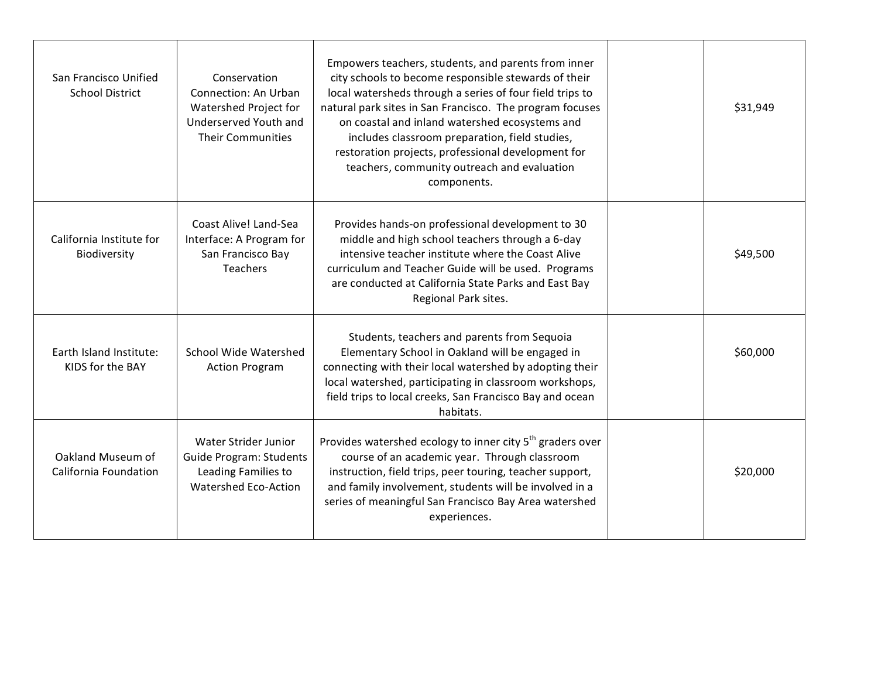| | | | | |
|---|---|---|---|---|
| San Francisco Unified School District | Conservation Connection: An Urban Watershed Project for Underserved Youth and Their Communities | Empowers teachers, students, and parents from inner city schools to become responsible stewards of their local watersheds through a series of four field trips to natural park sites in San Francisco. The program focuses on coastal and inland watershed ecosystems and includes classroom preparation, field studies, restoration projects, professional development for teachers, community outreach and evaluation components. | | $31,949 |
| California Institute for Biodiversity | Coast Alive! Land-Sea Interface: A Program for San Francisco Bay Teachers | Provides hands-on professional development to 30 middle and high school teachers through a 6-day intensive teacher institute where the Coast Alive curriculum and Teacher Guide will be used. Programs are conducted at California State Parks and East Bay Regional Park sites. | | $49,500 |
| Earth Island Institute: KIDS for the BAY | School Wide Watershed Action Program | Students, teachers and parents from Sequoia Elementary School in Oakland will be engaged in connecting with their local watershed by adopting their local watershed, participating in classroom workshops, field trips to local creeks, San Francisco Bay and ocean habitats. | | $60,000 |
| Oakland Museum of California Foundation | Water Strider Junior Guide Program: Students Leading Families to Watershed Eco-Action | Provides watershed ecology to inner city 5th graders over course of an academic year. Through classroom instruction, field trips, peer touring, teacher support, and family involvement, students will be involved in a series of meaningful San Francisco Bay Area watershed experiences. | | $20,000 |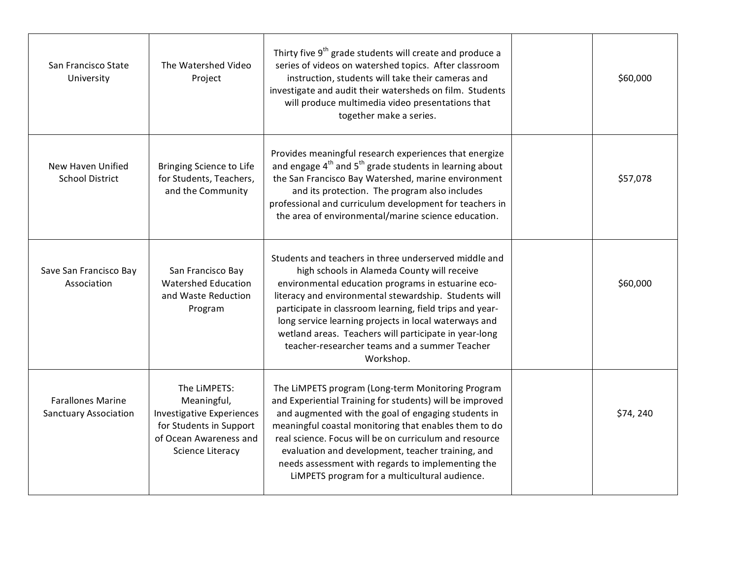| | | | | |
|---|---|---|---|---|
| San Francisco State University | The Watershed Video Project | Thirty five 9th grade students will create and produce a series of videos on watershed topics. After classroom instruction, students will take their cameras and investigate and audit their watersheds on film. Students will produce multimedia video presentations that together make a series. | | $60,000 |
| New Haven Unified School District | Bringing Science to Life for Students, Teachers, and the Community | Provides meaningful research experiences that energize and engage 4th and 5th grade students in learning about the San Francisco Bay Watershed, marine environment and its protection. The program also includes professional and curriculum development for teachers in the area of environmental/marine science education. | | $57,078 |
| Save San Francisco Bay Association | San Francisco Bay Watershed Education and Waste Reduction Program | Students and teachers in three underserved middle and high schools in Alameda County will receive environmental education programs in estuarine eco-literacy and environmental stewardship. Students will participate in classroom learning, field trips and year-long service learning projects in local waterways and wetland areas. Teachers will participate in year-long teacher-researcher teams and a summer Teacher Workshop. | | $60,000 |
| Farallones Marine Sanctuary Association | The LiMPETS: Meaningful, Investigative Experiences for Students in Support of Ocean Awareness and Science Literacy | The LiMPETS program (Long-term Monitoring Program and Experiential Training for students) will be improved and augmented with the goal of engaging students in meaningful coastal monitoring that enables them to do real science. Focus will be on curriculum and resource evaluation and development, teacher training, and needs assessment with regards to implementing the LiMPETS program for a multicultural audience. | | $74, 240 |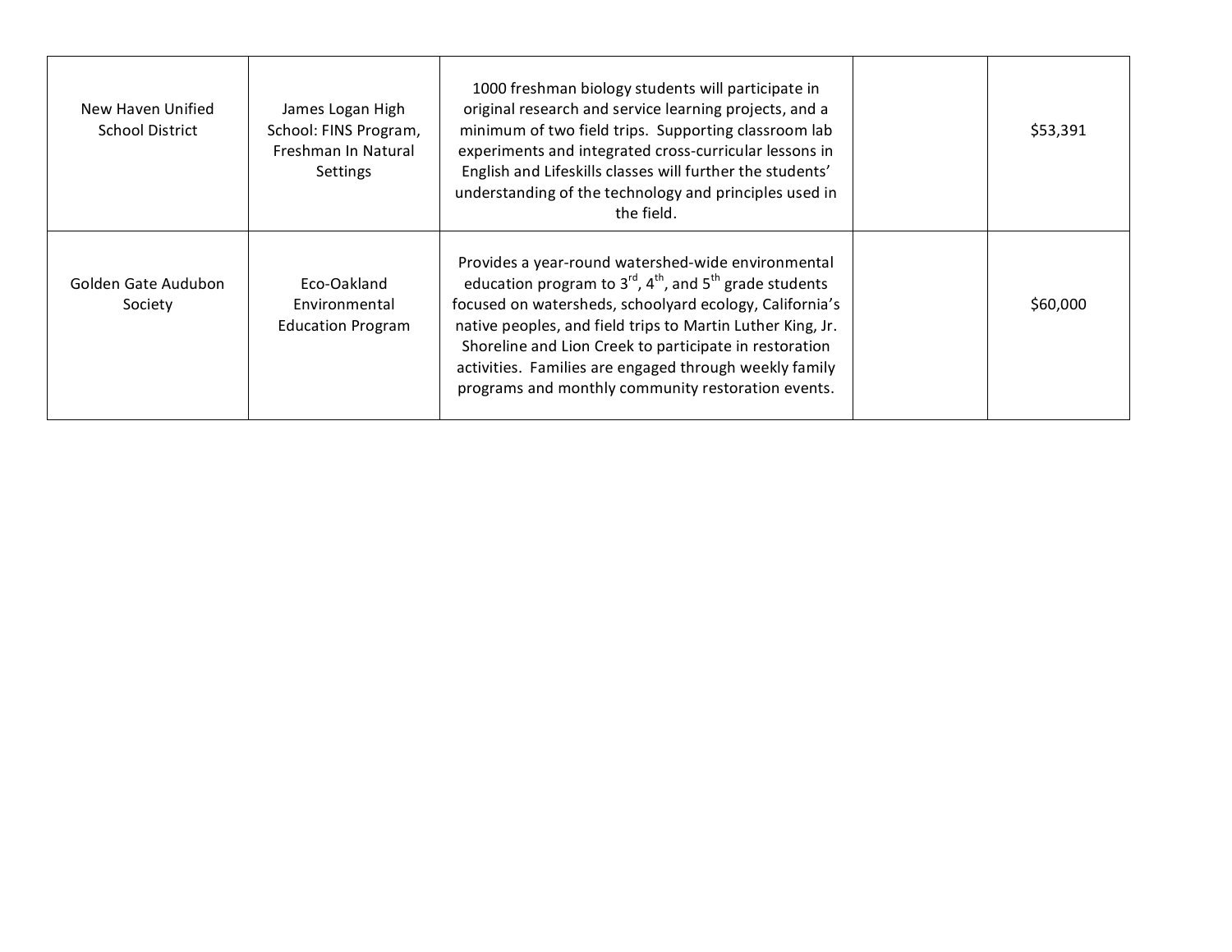| | | | | |
|---|---|---|---|---|
| New Haven Unified School District | James Logan High School: FINS Program, Freshman In Natural Settings | 1000 freshman biology students will participate in original research and service learning projects, and a minimum of two field trips. Supporting classroom lab experiments and integrated cross-curricular lessons in English and Lifeskills classes will further the students' understanding of the technology and principles used in the field. | | $53,391 |
| Golden Gate Audubon Society | Eco-Oakland Environmental Education Program | Provides a year-round watershed-wide environmental education program to 3rd, 4th, and 5th grade students focused on watersheds, schoolyard ecology, California's native peoples, and field trips to Martin Luther King, Jr. Shoreline and Lion Creek to participate in restoration activities. Families are engaged through weekly family programs and monthly community restoration events. | | $60,000 |